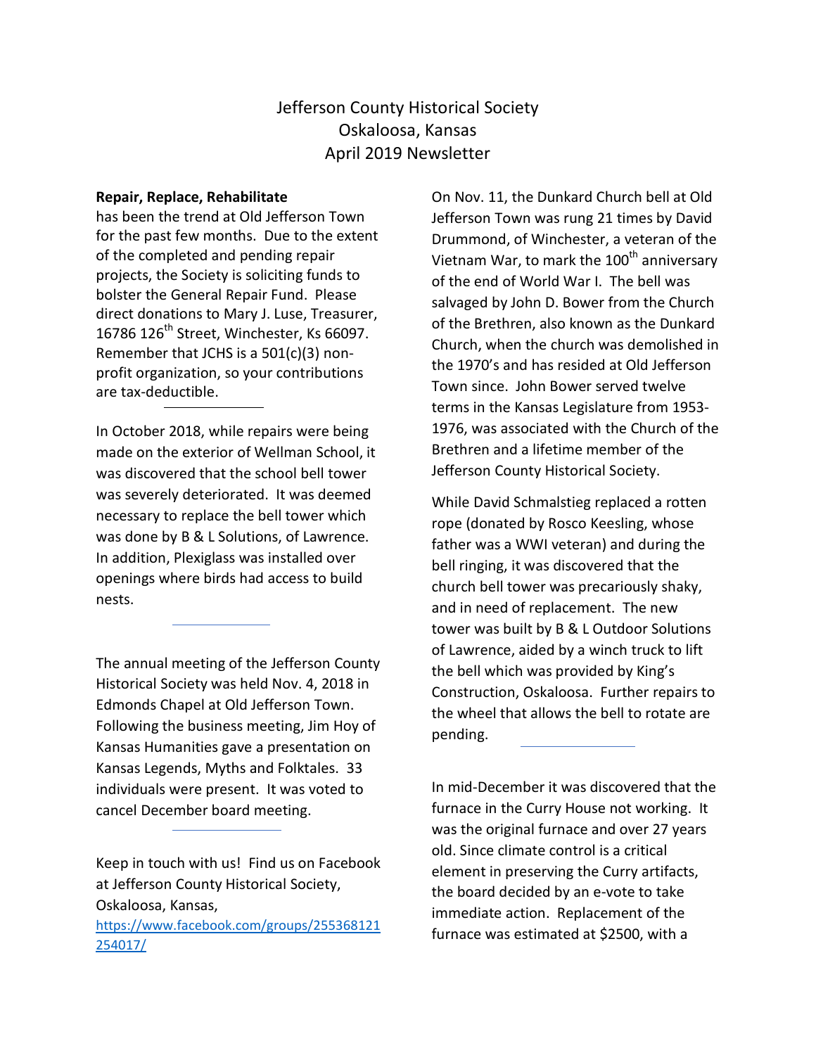# Jefferson County Historical Society
## Oskaloosa, Kansas
## April 2019 Newsletter

**Repair, Replace, Rehabilitate** has been the trend at Old Jefferson Town for the past few months. Due to the extent of the completed and pending repair projects, the Society is soliciting funds to bolster the General Repair Fund. Please direct donations to Mary J. Luse, Treasurer, 16786 126th Street, Winchester, Ks 66097. Remember that JCHS is a 501(c)(3) non-profit organization, so your contributions are tax-deductible.

---

In October 2018, while repairs were being made on the exterior of Wellman School, it was discovered that the school bell tower was severely deteriorated. It was deemed necessary to replace the bell tower which was done by B & L Solutions, of Lawrence. In addition, Plexiglass was installed over openings where birds had access to build nests.

---

The annual meeting of the Jefferson County Historical Society was held Nov. 4, 2018 in Edmonds Chapel at Old Jefferson Town. Following the business meeting, Jim Hoy of Kansas Humanities gave a presentation on Kansas Legends, Myths and Folktales. 33 individuals were present. It was voted to cancel December board meeting.

---

Keep in touch with us! Find us on Facebook at Jefferson County Historical Society, Oskaloosa, Kansas, https://www.facebook.com/groups/255368121254017/

On Nov. 11, the Dunkard Church bell at Old Jefferson Town was rung 21 times by David Drummond, of Winchester, a veteran of the Vietnam War, to mark the 100th anniversary of the end of World War I. The bell was salvaged by John D. Bower from the Church of the Brethren, also known as the Dunkard Church, when the church was demolished in the 1970's and has resided at Old Jefferson Town since. John Bower served twelve terms in the Kansas Legislature from 1953-1976, was associated with the Church of the Brethren and a lifetime member of the Jefferson County Historical Society.

While David Schmalstieg replaced a rotten rope (donated by Rosco Keesling, whose father was a WWI veteran) and during the bell ringing, it was discovered that the church bell tower was precariously shaky, and in need of replacement. The new tower was built by B & L Outdoor Solutions of Lawrence, aided by a winch truck to lift the bell which was provided by King's Construction, Oskaloosa. Further repairs to the wheel that allows the bell to rotate are pending.

---

In mid-December it was discovered that the furnace in the Curry House not working. It was the original furnace and over 27 years old. Since climate control is a critical element in preserving the Curry artifacts, the board decided by an e-vote to take immediate action. Replacement of the furnace was estimated at $2500, with a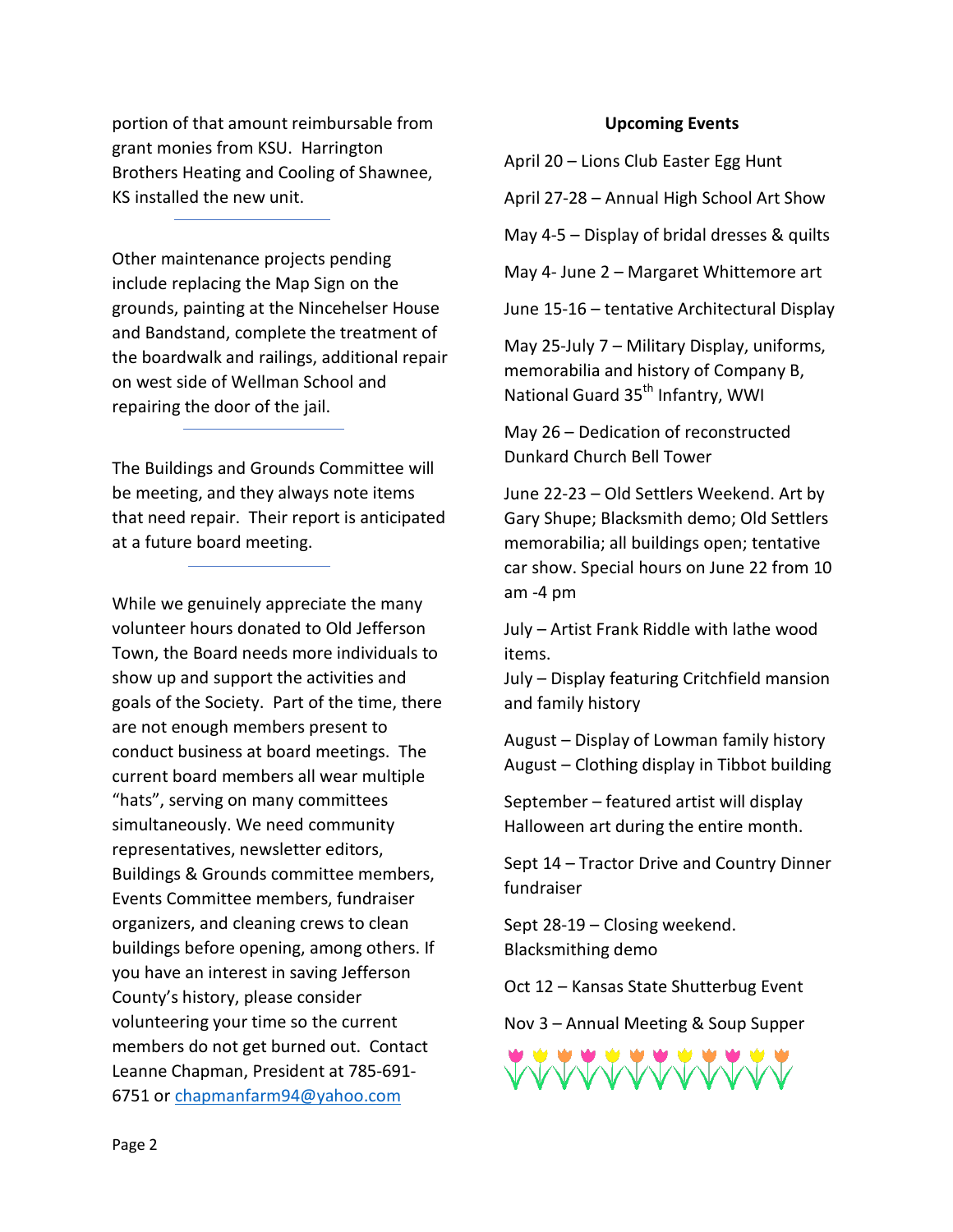portion of that amount reimbursable from grant monies from KSU. Harrington Brothers Heating and Cooling of Shawnee, KS installed the new unit.

---

Other maintenance projects pending include replacing the Map Sign on the grounds, painting at the Nincehelser House and Bandstand, complete the treatment of the boardwalk and railings, additional repair on west side of Wellman School and repairing the door of the jail.

---

The Buildings and Grounds Committee will be meeting, and they always note items that need repair. Their report is anticipated at a future board meeting.

---

While we genuinely appreciate the many volunteer hours donated to Old Jefferson Town, the Board needs more individuals to show up and support the activities and goals of the Society. Part of the time, there are not enough members present to conduct business at board meetings. The current board members all wear multiple "hats", serving on many committees simultaneously. We need community representatives, newsletter editors, Buildings & Grounds committee members, Events Committee members, fundraiser organizers, and cleaning crews to clean buildings before opening, among others. If you have an interest in saving Jefferson County's history, please consider volunteering your time so the current members do not get burned out. Contact Leanne Chapman, President at 785-691-6751 or chapmanfarm94@yahoo.com

**Upcoming Events**

April 20 – Lions Club Easter Egg Hunt

April 27-28 – Annual High School Art Show

May 4-5 – Display of bridal dresses & quilts

May 4- June 2 – Margaret Whittemore art

June 15-16 – tentative Architectural Display

May 25-July 7 – Military Display, uniforms, memorabilia and history of Company B, National Guard 35th Infantry, WWI

May 26 – Dedication of reconstructed Dunkard Church Bell Tower

June 22-23 – Old Settlers Weekend. Art by Gary Shupe; Blacksmith demo; Old Settlers memorabilia; all buildings open; tentative car show. Special hours on June 22 from 10 am -4 pm

July – Artist Frank Riddle with lathe wood items.
July – Display featuring Critchfield mansion and family history

August – Display of Lowman family history
August – Clothing display in Tibbot building

September – featured artist will display Halloween art during the entire month.

Sept 14 – Tractor Drive and Country Dinner fundraiser

Sept 28-19 – Closing weekend. Blacksmithing demo

Oct 12 – Kansas State Shutterbug Event

Nov 3 – Annual Meeting & Soup Supper